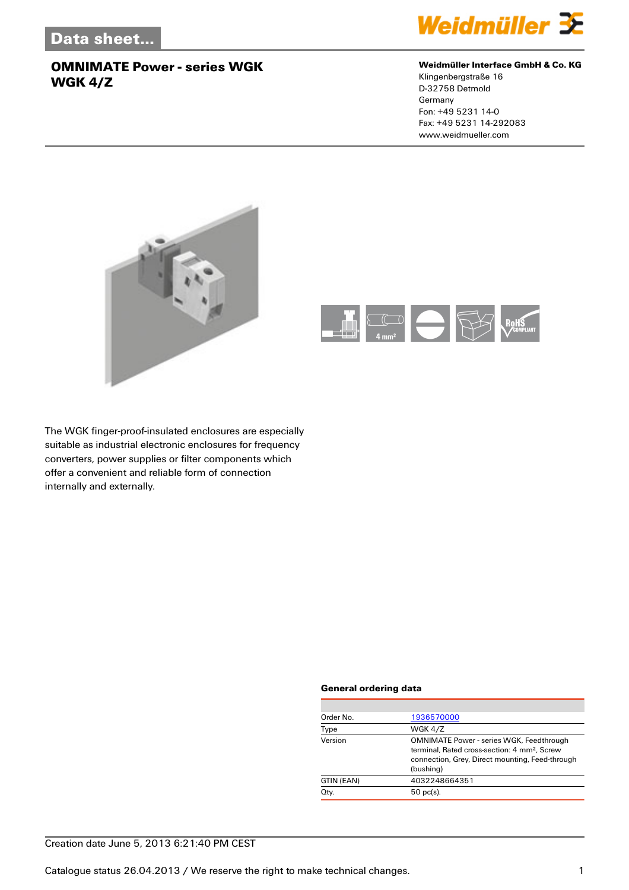Data sheet...

# OMNIMATE Power - series WGK
# WGK 4/Z

**Weidmüller Interface GmbH & Co. KG**
Klingenbergstraße 16
D-32758 Detmold
Germany
Fon: +49 5231 14-0
Fax: +49 5231 14-292083
www.weidmueller.com

The WGK finger-proof-insulated enclosures are especially suitable as industrial electronic enclosures for frequency converters, power supplies or filter components which offer a convenient and reliable form of connection internally and externally.

### General ordering data

| | |
|---|---|
| Order No. | 1936570000 |
| Type | WGK 4/Z |
| Version | OMNIMATE Power - series WGK, Feedthrough terminal, Rated cross-section: 4 mm², Screw connection, Grey, Direct mounting, Feed-through (bushing) |
| GTIN (EAN) | 4032248664351 |
| Qty. | 50 pc(s). |

Creation date June 5, 2013 6:21:40 PM CEST

Catalogue status 26.04.2013 / We reserve the right to make technical changes.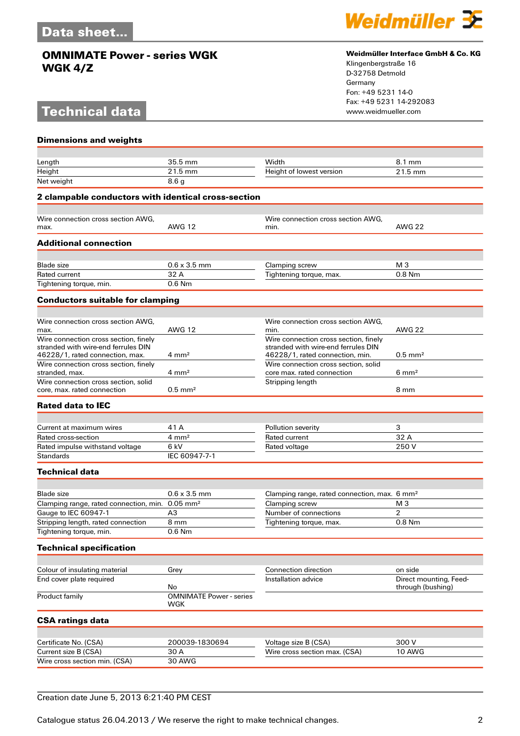# OMNIMATE Power - series WGK
## WGK 4/Z

**Weidmüller Interface GmbH & Co. KG**
Klingenbergstraße 16
D-32758 Detmold
Germany
Fon: +49 5231 14-0
Fax: +49 5231 14-292083
www.weidmueller.com

## Technical data

### Dimensions and weights

| | | | |
|---|---|---|---|
| Length | 35.5 mm | Width | 8.1 mm |
| Height | 21.5 mm | Height of lowest version | 21.5 mm |
| Net weight | 8.6 g | | |

### 2 clampable conductors with identical cross-section

| | | | |
|---|---|---|---|
| Wire connection cross section AWG, max. | AWG 12 | Wire connection cross section AWG, min. | AWG 22 |

### Additional connection

| | | | |
|---|---|---|---|
| Blade size | 0.6 x 3.5 mm | Clamping screw | M 3 |
| Rated current | 32 A | Tightening torque, max. | 0.8 Nm |
| Tightening torque, min. | 0.6 Nm | | |

### Conductors suitable for clamping

| | | | |
|---|---|---|---|
| Wire connection cross section AWG, max. | AWG 12 | Wire connection cross section AWG, min. | AWG 22 |
| Wire connection cross section, finely stranded with wire-end ferrules DIN 46228/1, rated connection, max. | 4 mm² | Wire connection cross section, finely stranded with wire-end ferrules DIN 46228/1, rated connection, min. | 0.5 mm² |
| Wire connection cross section, finely stranded, max. | 4 mm² | Wire connection cross section, solid core max. rated connection | 6 mm² |
| Wire connection cross section, solid core, max. rated connection | 0.5 mm² | Stripping length | 8 mm |

### Rated data to IEC

| | | | |
|---|---|---|---|
| Current at maximum wires | 41 A | Pollution severity | 3 |
| Rated cross-section | 4 mm² | Rated current | 32 A |
| Rated impulse withstand voltage | 6 kV | Rated voltage | 250 V |
| Standards | IEC 60947-7-1 | | |

### Technical data

| | | | |
|---|---|---|---|
| Blade size | 0.6 x 3.5 mm | Clamping range, rated connection, max. | 6 mm² |
| Clamping range, rated connection, min. | 0.05 mm² | Clamping screw | M 3 |
| Gauge to IEC 60947-1 | A3 | Number of connections | 2 |
| Stripping length, rated connection | 8 mm | Tightening torque, max. | 0.8 Nm |
| Tightening torque, min. | 0.6 Nm | | |

### Technical specification

| | | | |
|---|---|---|---|
| Colour of insulating material | Grey | Connection direction | on side |
| End cover plate required | No | Installation advice | Direct mounting, Feed-through (bushing) |
| Product family | OMNIMATE Power - series WGK | | |

### CSA ratings data

| | | | |
|---|---|---|---|
| Certificate No. (CSA) | 200039-1830694 | Voltage size B (CSA) | 300 V |
| Current size B (CSA) | 30 A | Wire cross section max. (CSA) | 10 AWG |
| Wire cross section min. (CSA) | 30 AWG | | |

Creation date June 5, 2013 6:21:40 PM CEST

Catalogue status 26.04.2013 / We reserve the right to make technical changes.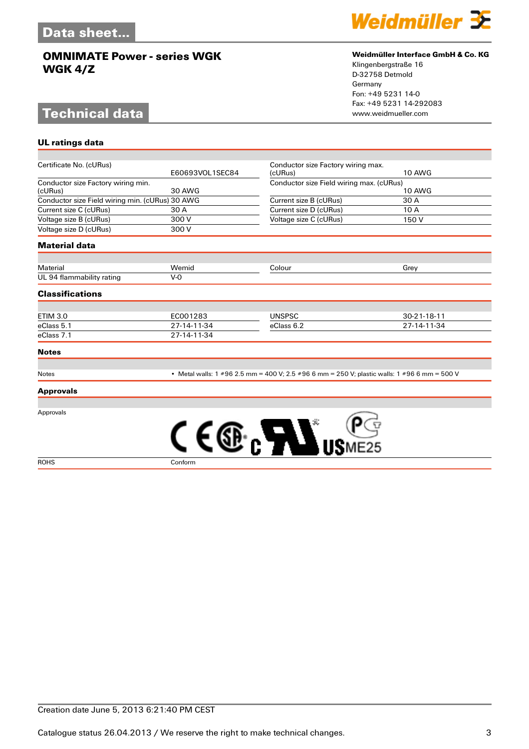# Data sheet...

## OMNIMATE Power - series WGK
## WGK 4/Z

**Weidmüller Interface GmbH & Co. KG**
Klingenbergstraße 16
D-32758 Detmold
Germany
Fon: +49 5231 14-0
Fax: +49 5231 14-292083
www.weidmueller.com

# Technical data

### UL ratings data

| | | | |
|---|---|---|---|
| Certificate No. (cURus) | E60693VOL1SEC84 | Conductor size Factory wiring max. (cURus) | 10 AWG |
| Conductor size Factory wiring min. (cURus) | 30 AWG | Conductor size Field wiring max. (cURus) | 10 AWG |
| Conductor size Field wiring min. (cURus) | 30 AWG | Current size B (cURus) | 30 A |
| Current size C (cURus) | 30 A | Current size D (cURus) | 10 A |
| Voltage size B (cURus) | 300 V | Voltage size C (cURus) | 150 V |
| Voltage size D (cURus) | 300 V | | |

### Material data

| | | | |
|---|---|---|---|
| Material | Wemid | Colour | Grey |
| UL 94 flammability rating | V-0 | | |

### Classifications

| | | | |
|---|---|---|---|
| ETIM 3.0 | EC001283 | UNSPSC | 30-21-18-11 |
| eClass 5.1 | 27-14-11-34 | eClass 6.2 | 27-14-11-34 |
| eClass 7.1 | 27-14-11-34 | | |

### Notes

| | |
|---|---|
| Notes | • Metal walls: 1 #96 2.5 mm = 400 V; 2.5 #96 6 mm = 250 V; plastic walls: 1 #96 6 mm = 500 V |

### Approvals

| | |
|---|---|
| Approvals | |
| ROHS | Conform |

Creation date June 5, 2013 6:21:40 PM CEST

Catalogue status 26.04.2013 / We reserve the right to make technical changes.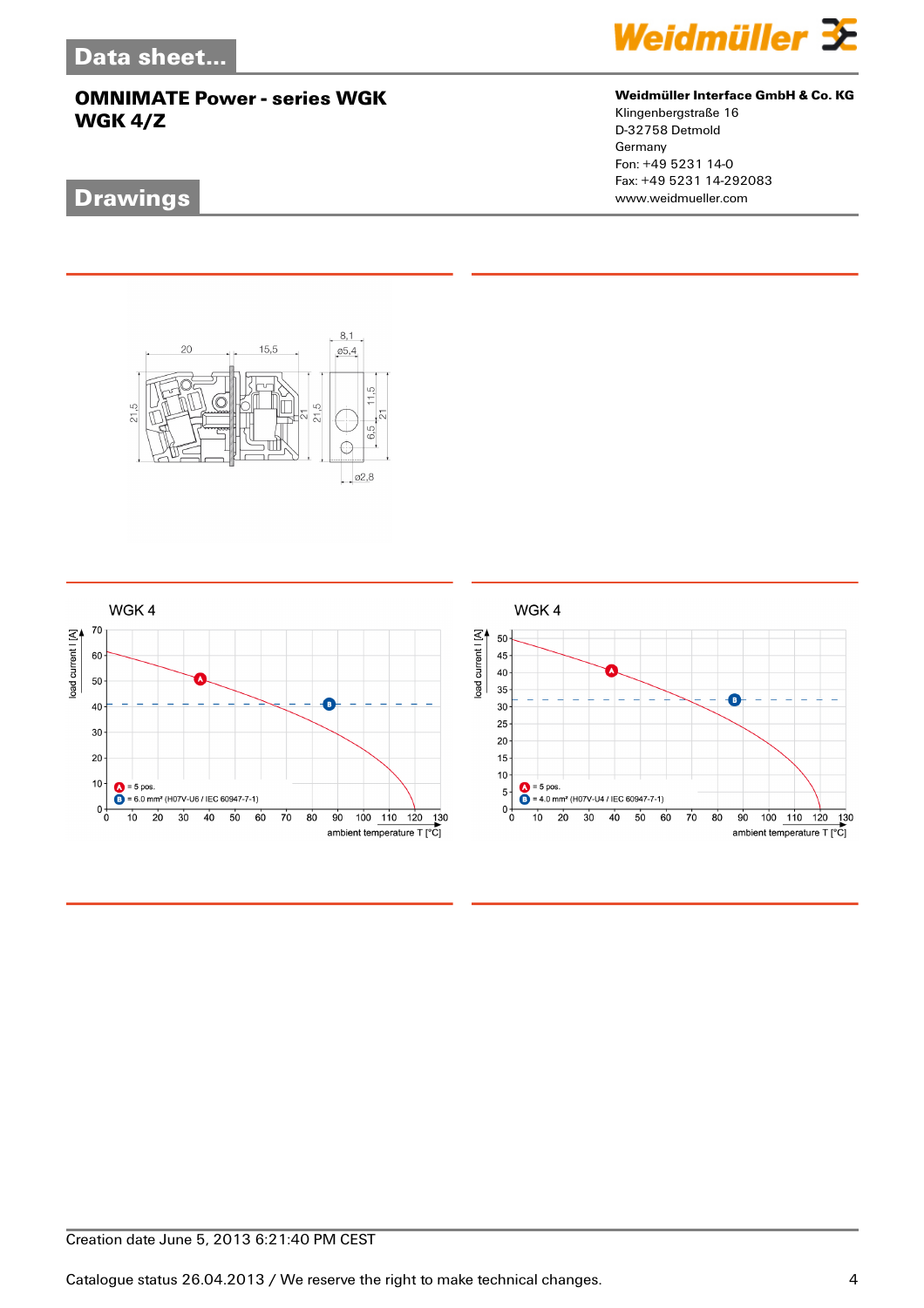# Data sheet...

**OMNIMATE Power - series WGK**
**WGK 4/Z**

**Weidmüller Interface GmbH & Co. KG**
Klingenbergstraße 16
D-32758 Detmold
Germany
Fon: +49 5231 14-0
Fax: +49 5231 14-292083
www.weidmueller.com

## Drawings

20
15,5
8,1
ø5,4
21,5
21
21,5
11,5
21
6,5
ø2,8

WGK 4

load current I [A]
70
60
50
40
30
20
10
0
0 10 20 30 40 50 60 70 80 90 100 110 120 130
ambient temperature T [°C]

A = 5 pos.
B = 6.0 mm² (H07V-U6 / IEC 60947-7-1)

WGK 4

load current I [A]
50
45
40
35
30
25
20
15
10
5
0
0 10 20 30 40 50 60 70 80 90 100 110 120 130
ambient temperature T [°C]

A = 5 pos.
B = 4.0 mm² (H07V-U4 / IEC 60947-7-1)

Creation date June 5, 2013 6:21:40 PM CEST

Catalogue status 26.04.2013 / We reserve the right to make technical changes.